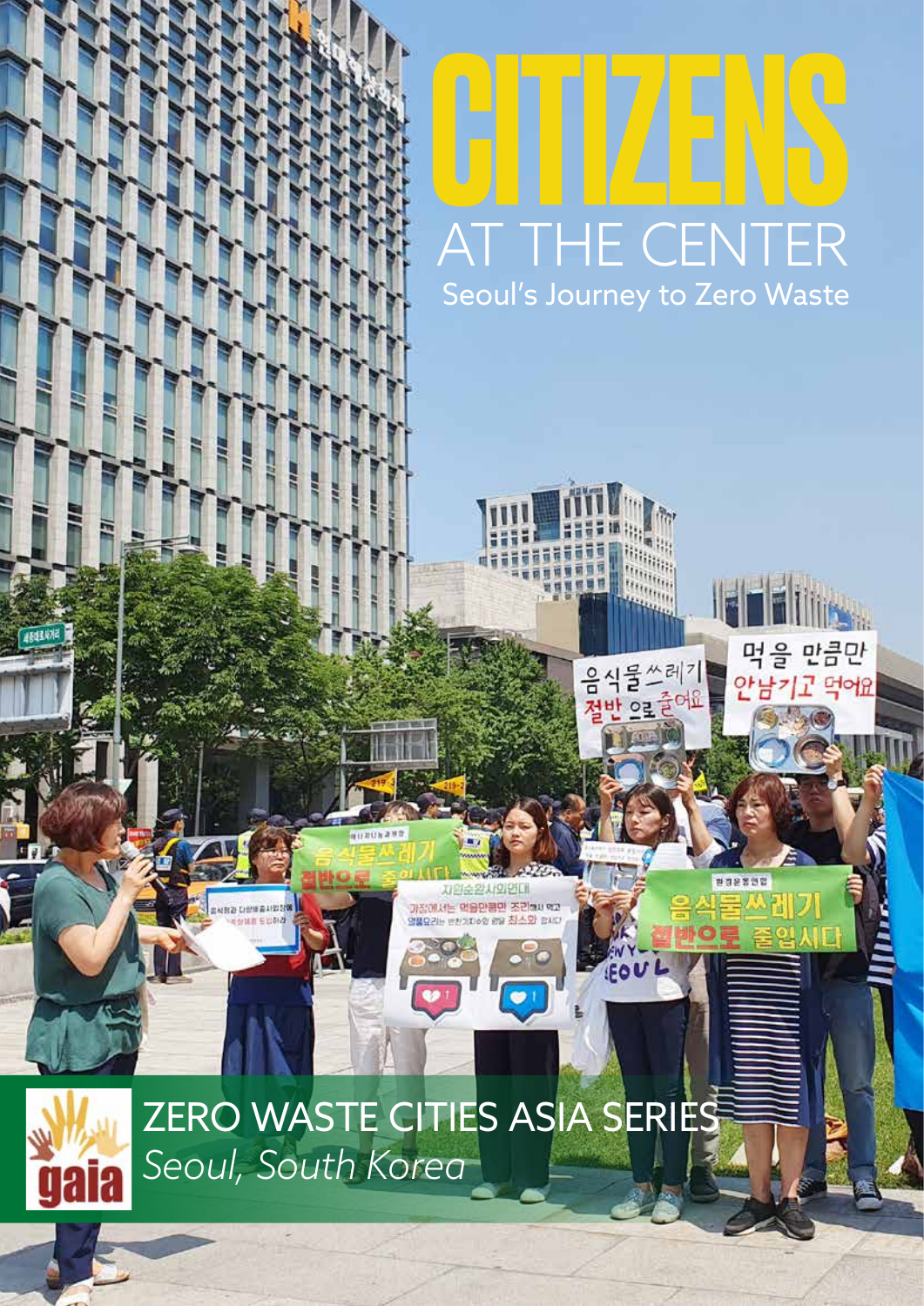# CITIZENS AT THE CENTER

## Seoul's Journey to Zero Waste

ZERO WASTE CITIES ASIA SERIES

*Seoul, South Korea*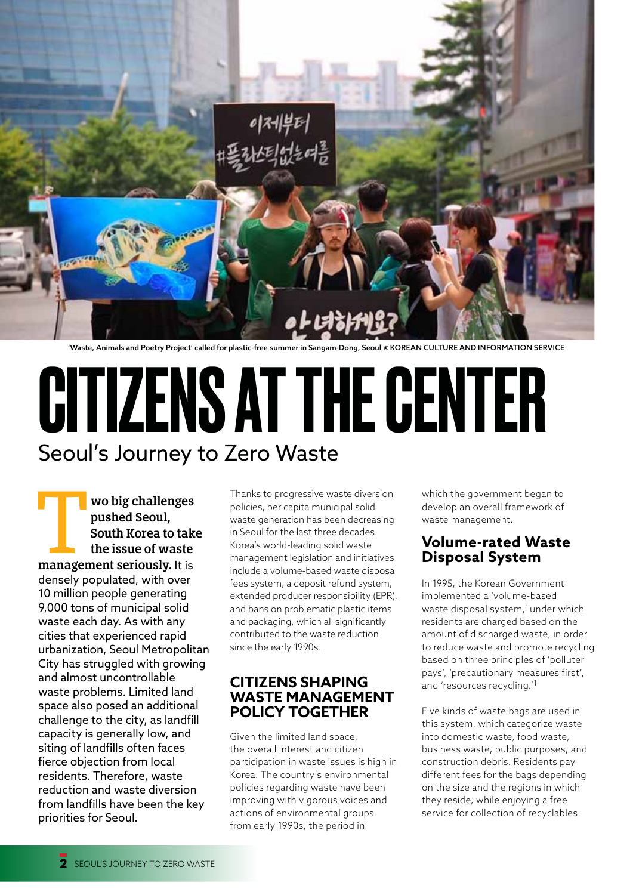'Waste, Animals and Poetry Project' called for plastic-free summer in Sangam-Dong, Seoul © KOREAN CULTURE AND INFORMATION SERVICE

# CITIZENS AT THE CENTER

## Seoul's Journey to Zero Waste

**Two big challenges pushed Seoul, South Korea to take the issue of waste management seriously.** It is densely populated, with over 10 million people generating 9,000 tons of municipal solid waste each day. As with any cities that experienced rapid urbanization, Seoul Metropolitan City has struggled with growing and almost uncontrollable waste problems. Limited land space also posed an additional challenge to the city, as landfill capacity is generally low, and siting of landfills often faces fierce objection from local residents. Therefore, waste reduction and waste diversion from landfills have been the key priorities for Seoul.

Thanks to progressive waste diversion policies, per capita municipal solid waste generation has been decreasing in Seoul for the last three decades. Korea's world-leading solid waste management legislation and initiatives include a volume-based waste disposal fees system, a deposit refund system, extended producer responsibility (EPR), and bans on problematic plastic items and packaging, which all significantly contributed to the waste reduction since the early 1990s.

### CITIZENS SHAPING WASTE MANAGEMENT POLICY TOGETHER

Given the limited land space, the overall interest and citizen participation in waste issues is high in Korea. The country's environmental policies regarding waste have been improving with vigorous voices and actions of environmental groups from early 1990s, the period in which the government began to develop an overall framework of waste management.

### Volume-rated Waste Disposal System

In 1995, the Korean Government implemented a 'volume-based waste disposal system,' under which residents are charged based on the amount of discharged waste, in order to reduce waste and promote recycling based on three principles of 'polluter pays', 'precautionary measures first', and 'resources recycling.'[1]

Five kinds of waste bags are used in this system, which categorize waste into domestic waste, food waste, business waste, public purposes, and construction debris. Residents pay different fees for the bags depending on the size and the regions in which they reside, while enjoying a free service for collection of recyclables.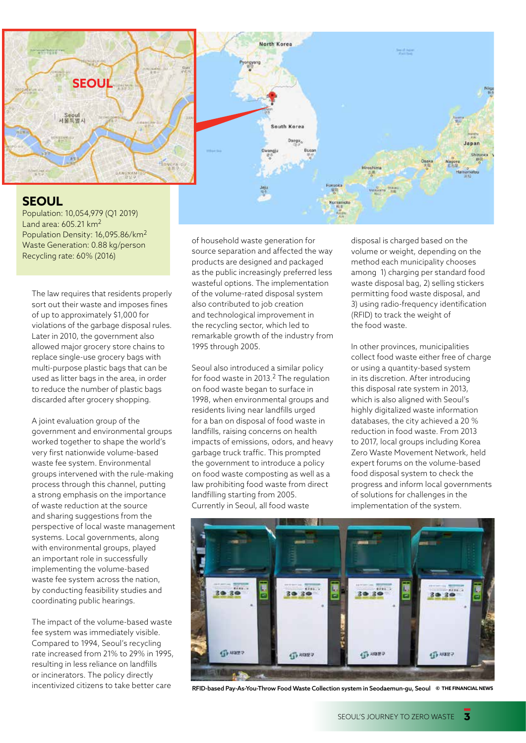## SEOUL

Population: 10,054,979 (Q1 2019)
Land area: 605.21 km$^2$
Population Density: 16,095.86/km$^2$
Waste Generation: 0.88 kg/person
Recycling rate: 60% (2016)

The law requires that residents properly sort out their waste and imposes fines of up to approximately $1,000 for violations of the garbage disposal rules. Later in 2010, the government also allowed major grocery store chains to replace single-use grocery bags with multi-purpose plastic bags that can be used as litter bags in the area, in order to reduce the number of plastic bags discarded after grocery shopping.

A joint evaluation group of the government and environmental groups worked together to shape the world's very first nationwide volume-based waste fee system. Environmental groups intervened with the rule-making process through this channel, putting a strong emphasis on the importance of waste reduction at the source and sharing suggestions from the perspective of local waste management systems. Local governments, along with environmental groups, played an important role in successfully implementing the volume-based waste fee system across the nation, by conducting feasibility studies and coordinating public hearings.

The impact of the volume-based waste fee system was immediately visible. Compared to 1994, Seoul's recycling rate increased from 21% to 29% in 1995, resulting in less reliance on landfills or incinerators. The policy directly incentivized citizens to take better care of household waste generation for source separation and affected the way products are designed and packaged as the public increasingly preferred less wasteful options. The implementation of the volume-rated disposal system also contributed to job creation and technological improvement in the recycling sector, which led to remarkable growth of the industry from 1995 through 2005.

Seoul also introduced a similar policy for food waste in 2013.[2] The regulation on food waste began to surface in 1998, when environmental groups and residents living near landfills urged for a ban on disposal of food waste in landfills, raising concerns on health impacts of emissions, odors, and heavy garbage truck traffic. This prompted the government to introduce a policy on food waste composting as well as a law prohibiting food waste from direct landfilling starting from 2005. Currently in Seoul, all food waste disposal is charged based on the volume or weight, depending on the method each municipality chooses among 1) charging per standard food waste disposal bag, 2) selling stickers permitting food waste disposal, and 3) using radio-frequency identification (RFID) to track the weight of the food waste.

In other provinces, municipalities collect food waste either free of charge or using a quantity-based system in its discretion. After introducing this disposal rate system in 2013, which is also aligned with Seoul's highly digitalized waste information databases, the city achieved a 20 % reduction in food waste. From 2013 to 2017, local groups including Korea Zero Waste Movement Network, held expert forums on the volume-based food disposal system to check the progress and inform local governments of solutions for challenges in the implementation of the system.

**RFID-based Pay-As-You-Throw Food Waste Collection system in Seodaemun-gu, Seoul** © THE FINANCIAL NEWS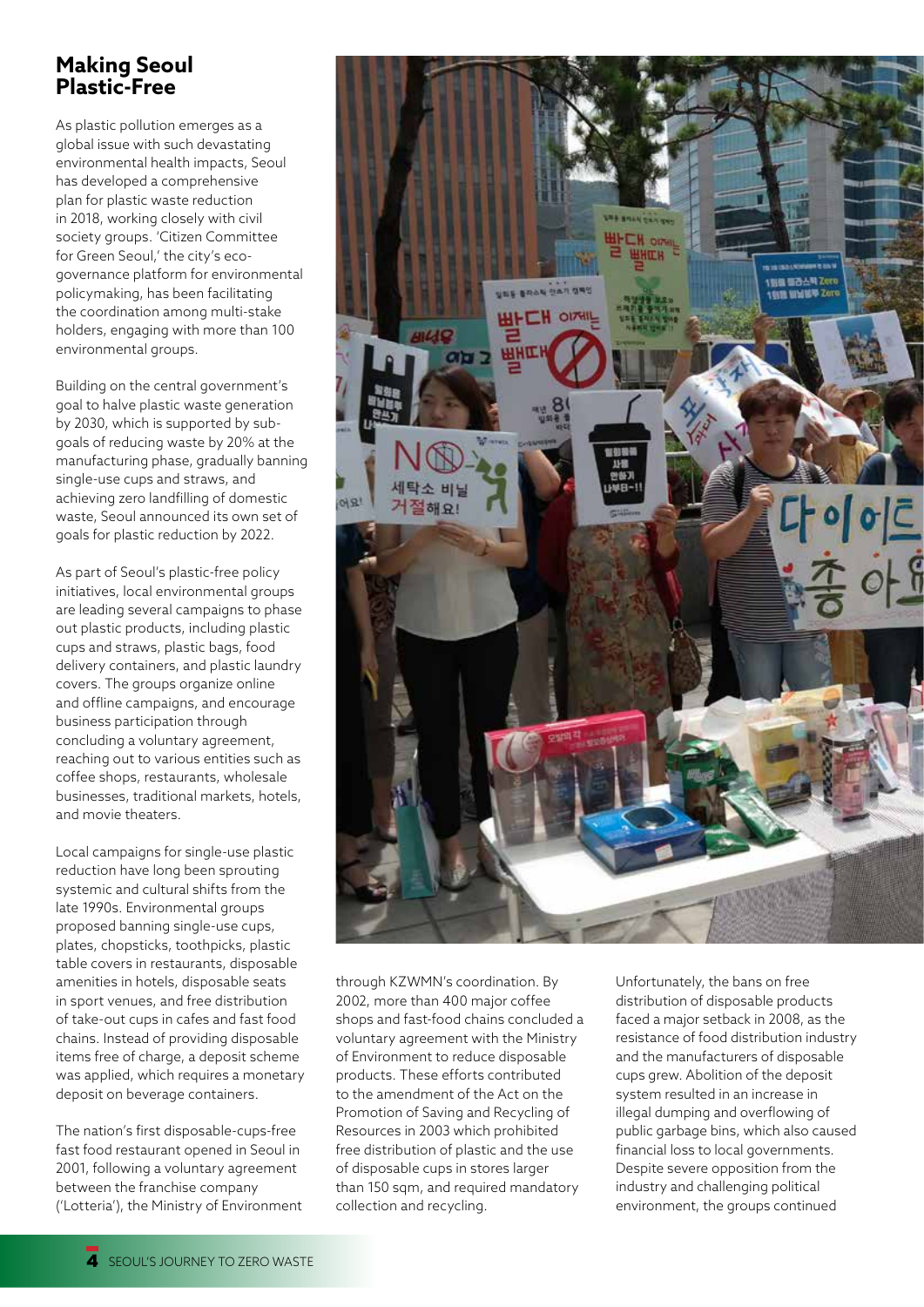# Making Seoul Plastic-Free

As plastic pollution emerges as a global issue with such devastating environmental health impacts, Seoul has developed a comprehensive plan for plastic waste reduction in 2018, working closely with civil society groups. 'Citizen Committee for Green Seoul,' the city's eco-governance platform for environmental policymaking, has been facilitating the coordination among multi-stake holders, engaging with more than 100 environmental groups.

Building on the central government's goal to halve plastic waste generation by 2030, which is supported by sub-goals of reducing waste by 20% at the manufacturing phase, gradually banning single-use cups and straws, and achieving zero landfilling of domestic waste, Seoul announced its own set of goals for plastic reduction by 2022.

As part of Seoul's plastic-free policy initiatives, local environmental groups are leading several campaigns to phase out plastic products, including plastic cups and straws, plastic bags, food delivery containers, and plastic laundry covers. The groups organize online and offline campaigns, and encourage business participation through concluding a voluntary agreement, reaching out to various entities such as coffee shops, restaurants, wholesale businesses, traditional markets, hotels, and movie theaters.

Local campaigns for single-use plastic reduction have long been sprouting systemic and cultural shifts from the late 1990s. Environmental groups proposed banning single-use cups, plates, chopsticks, toothpicks, plastic table covers in restaurants, disposable amenities in hotels, disposable seats in sport venues, and free distribution of take-out cups in cafes and fast food chains. Instead of providing disposable items free of charge, a deposit scheme was applied, which requires a monetary deposit on beverage containers.

The nation's first disposable-cups-free fast food restaurant opened in Seoul in 2001, following a voluntary agreement between the franchise company ('Lotteria'), the Ministry of Environment through KZWMN's coordination. By 2002, more than 400 major coffee shops and fast-food chains concluded a voluntary agreement with the Ministry of Environment to reduce disposable products. These efforts contributed to the amendment of the Act on the Promotion of Saving and Recycling of Resources in 2003 which prohibited free distribution of plastic and the use of disposable cups in stores larger than 150 sqm, and required mandatory collection and recycling.

Unfortunately, the bans on free distribution of disposable products faced a major setback in 2008, as the resistance of food distribution industry and the manufacturers of disposable cups grew. Abolition of the deposit system resulted in an increase in illegal dumping and overflowing of public garbage bins, which also caused financial loss to local governments. Despite severe opposition from the industry and challenging political environment, the groups continued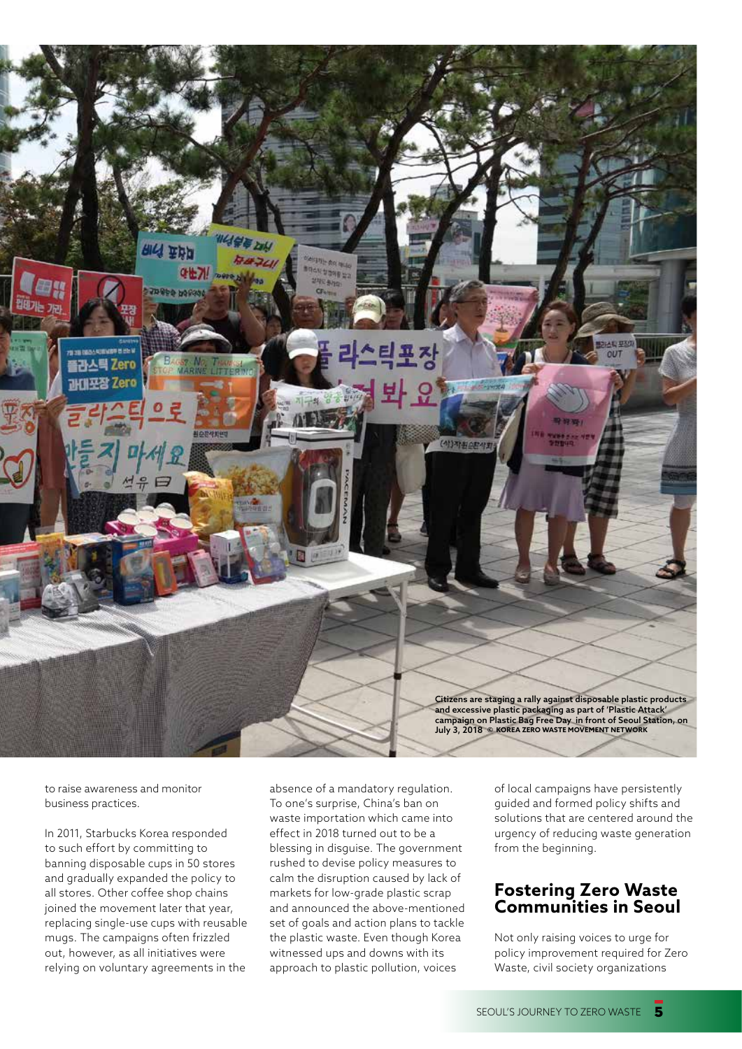Citizens are staging a rally against disposable plastic products and excessive plastic packaging as part of 'Plastic Attack' campaign on Plastic Bag Free Day in front of Seoul Station, on July 3, 2018 © KOREA ZERO WASTE MOVEMENT NETWORK

to raise awareness and monitor business practices.

In 2011, Starbucks Korea responded to such effort by committing to banning disposable cups in 50 stores and gradually expanded the policy to all stores. Other coffee shop chains joined the movement later that year, replacing single-use cups with reusable mugs. The campaigns often frizzled out, however, as all initiatives were relying on voluntary agreements in the absence of a mandatory regulation. To one's surprise, China's ban on waste importation which came into effect in 2018 turned out to be a blessing in disguise. The government rushed to devise policy measures to calm the disruption caused by lack of markets for low-grade plastic scrap and announced the above-mentioned set of goals and action plans to tackle the plastic waste. Even though Korea witnessed ups and downs with its approach to plastic pollution, voices of local campaigns have persistently guided and formed policy shifts and solutions that are centered around the urgency of reducing waste generation from the beginning.

## Fostering Zero Waste Communities in Seoul

Not only raising voices to urge for policy improvement required for Zero Waste, civil society organizations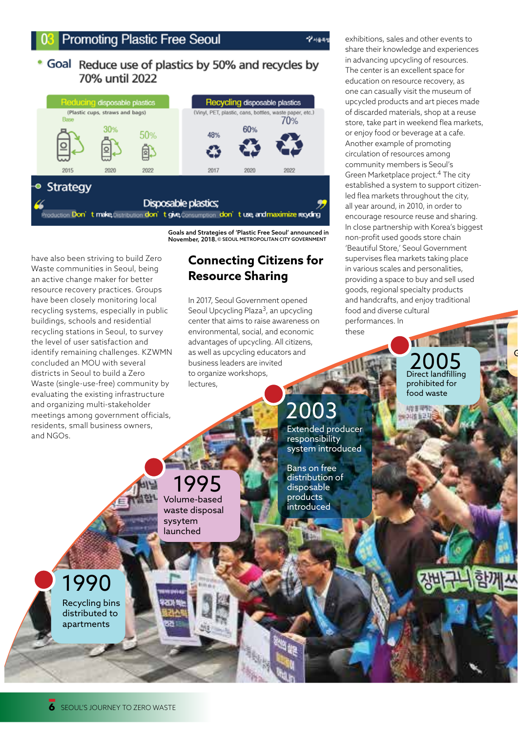## 03 Promoting Plastic Free Seoul

**Goal** Reduce use of plastics by 50% and recycles by 70% until 2022

| Reducing disposable plastics (Plastic cups, straws and bags) | | |
|---|---|---|
| 2015 | 2020 | 2022 |
| Base | 30% | 50% |

| Recycling disposable plastics (Vinyl, PET, plastic, cans, bottles, waste paper, etc.) | | |
|---|---|---|
| 2017 | 2020 | 2022 |
| 48% | 60% | 70% |

**Strategy**

"Disposable plastics; Production Don't make, Distribution don't give, Consumption don't use, and maximize recycling"

Goals and Strategies of 'Plastic Free Seoul' announced in November, 2018. © SEOUL METROPOLITAN CITY GOVERNMENT

have also been striving to build Zero Waste communities in Seoul, being an active change maker for better resource recovery practices. Groups have been closely monitoring local recycling systems, especially in public buildings, schools and residential recycling stations in Seoul, to survey the level of user satisfaction and identify remaining challenges. KZWMN concluded an MOU with several districts in Seoul to build a Zero Waste (single-use-free) community by evaluating the existing infrastructure and organizing multi-stakeholder meetings among government officials, residents, small business owners, and NGOs.

## Connecting Citizens for Resource Sharing

In 2017, Seoul Government opened Seoul Upcycling Plaza[3], an upcycling center that aims to raise awareness on environmental, social, and economic advantages of upcycling. All citizens, as well as upcycling educators and business leaders are invited to organize workshops, lectures, exhibitions, sales and other events to share their knowledge and experiences in advancing upcycling of resources. The center is an excellent space for education on resource recovery, as one can casually visit the museum of upcycled products and art pieces made of discarded materials, shop at a reuse store, take part in weekend flea markets, or enjoy food or beverage at a cafe.

Another example of promoting circulation of resources among community members is Seoul's Green Marketplace project.[4] The city established a system to support citizen-led flea markets throughout the city, all year around, in 2010, in order to encourage resource reuse and sharing. In close partnership with Korea's biggest non-profit used goods store chain 'Beautiful Store,' Seoul Government supervises flea markets taking place in various scales and personalities, providing a space to buy and sell used goods, regional specialty products and handcrafts, and enjoy traditional food and diverse cultural performances. In these

**1990** Recycling bins distributed to apartments

**1995** Volume-based waste disposal sysytem launched

**2003** Extended producer responsibility system introduced

Bans on free distribution of disposable products introduced

**2005** Direct landfilling prohibited for food waste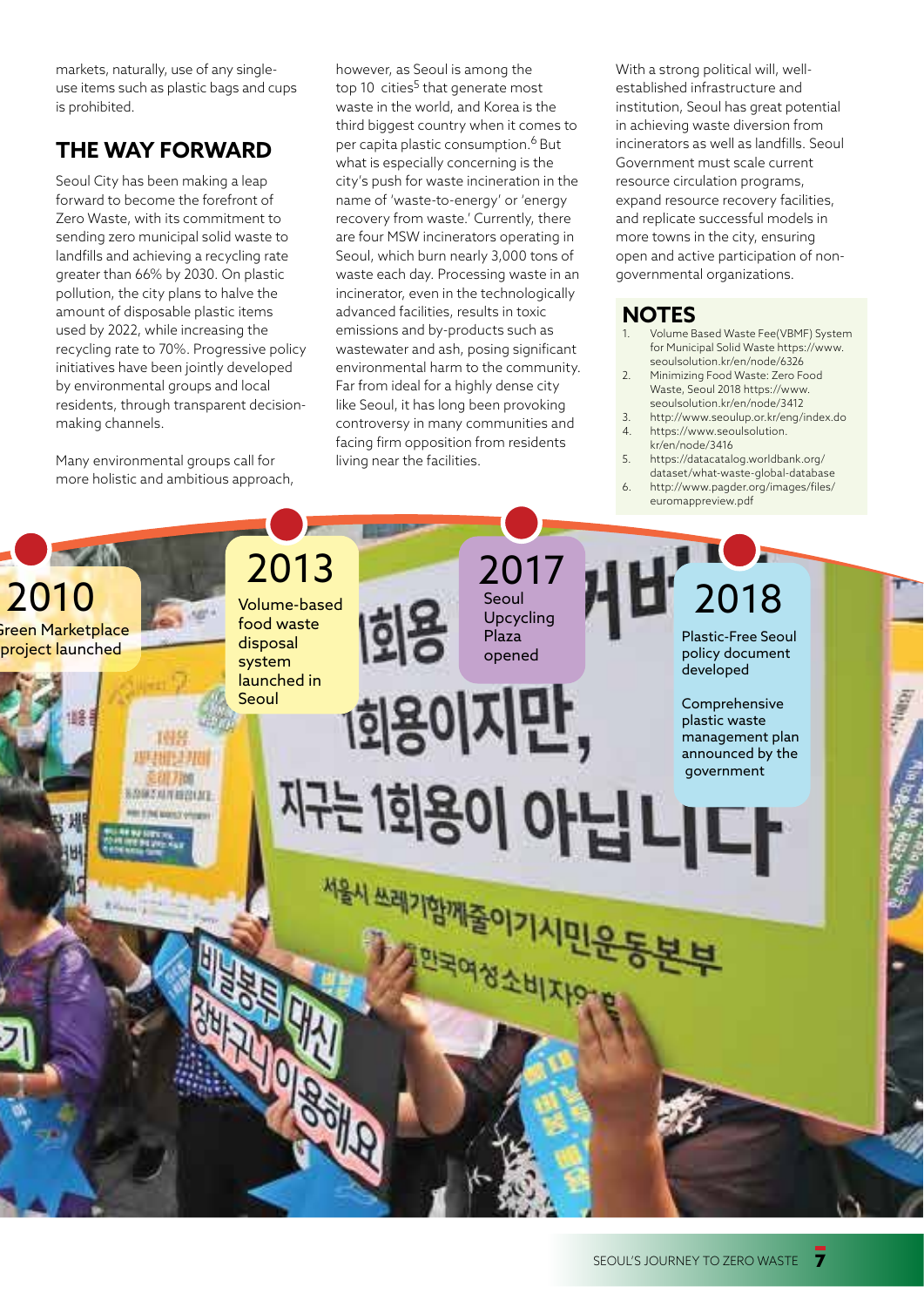markets, naturally, use of any single-use items such as plastic bags and cups is prohibited.

## THE WAY FORWARD

Seoul City has been making a leap forward to become the forefront of Zero Waste, with its commitment to sending zero municipal solid waste to landfills and achieving a recycling rate greater than 66% by 2030. On plastic pollution, the city plans to halve the amount of disposable plastic items used by 2022, while increasing the recycling rate to 70%. Progressive policy initiatives have been jointly developed by environmental groups and local residents, through transparent decision-making channels.

Many environmental groups call for more holistic and ambitious approach, however, as Seoul is among the top 10 cities[5] that generate most waste in the world, and Korea is the third biggest country when it comes to per capita plastic consumption.[6] But what is especially concerning is the city's push for waste incineration in the name of 'waste-to-energy' or 'energy recovery from waste.' Currently, there are four MSW incinerators operating in Seoul, which burn nearly 3,000 tons of waste each day. Processing waste in an incinerator, even in the technologically advanced facilities, results in toxic emissions and by-products such as wastewater and ash, posing significant environmental harm to the community. Far from ideal for a highly dense city like Seoul, it has long been provoking controversy in many communities and facing firm opposition from residents living near the facilities.

With a strong political will, well-established infrastructure and institution, Seoul has great potential in achieving waste diversion from incinerators as well as landfills. Seoul Government must scale current resource circulation programs, expand resource recovery facilities, and replicate successful models in more towns in the city, ensuring open and active participation of non-governmental organizations.

## NOTES

1. Volume Based Waste Fee(VBMF) System for Municipal Solid Waste https://www.seoulsolution.kr/en/node/6326
2. Minimizing Food Waste: Zero Food Waste, Seoul 2018 https://www.seoulsolution.kr/en/node/3412
3. http://www.seoulup.or.kr/eng/index.do
4. https://www.seoulsolution.kr/en/node/3416
5. https://datacatalog.worldbank.org/dataset/what-waste-global-database
6. http://www.pagder.org/images/files/euromappreview.pdf

**2010**
Green Marketplace project launched

**2013**
Volume-based food waste disposal system launched in Seoul

**2017**
Seoul Upcycling Plaza opened

**2018**
Plastic-Free Seoul policy document developed

Comprehensive plastic waste management plan announced by the government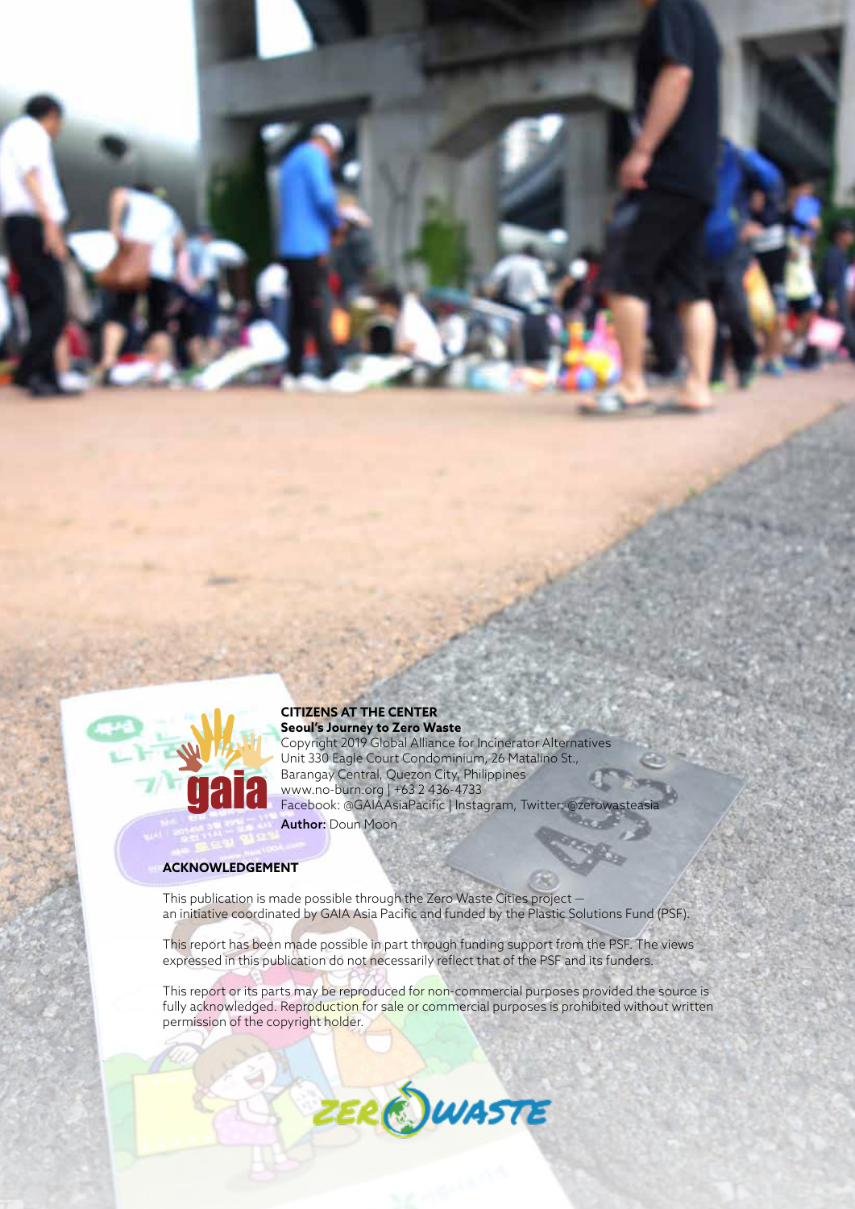**CITIZENS AT THE CENTER**
**Seoul's Journey to Zero Waste**
Copyright 2019 Global Alliance for Incinerator Alternatives
Unit 330 Eagle Court Condominium, 26 Matalino St.,
Barangay Central, Quezon City, Philippines
www.no-burn.org | +63 2 436-4733
Facebook: @GAIAAsiaPacific | Instagram, Twitter: @zerowasteasia

**Author:** Doun Moon

**ACKNOWLEDGEMENT**

This publication is made possible through the Zero Waste Cities project — an initiative coordinated by GAIA Asia Pacific and funded by the Plastic Solutions Fund (PSF).

This report has been made possible in part through funding support from the PSF. The views expressed in this publication do not necessarily reflect that of the PSF and its funders.

This report or its parts may be reproduced for non-commercial purposes provided the source is fully acknowledged. Reproduction for sale or commercial purposes is prohibited without written permission of the copyright holder.